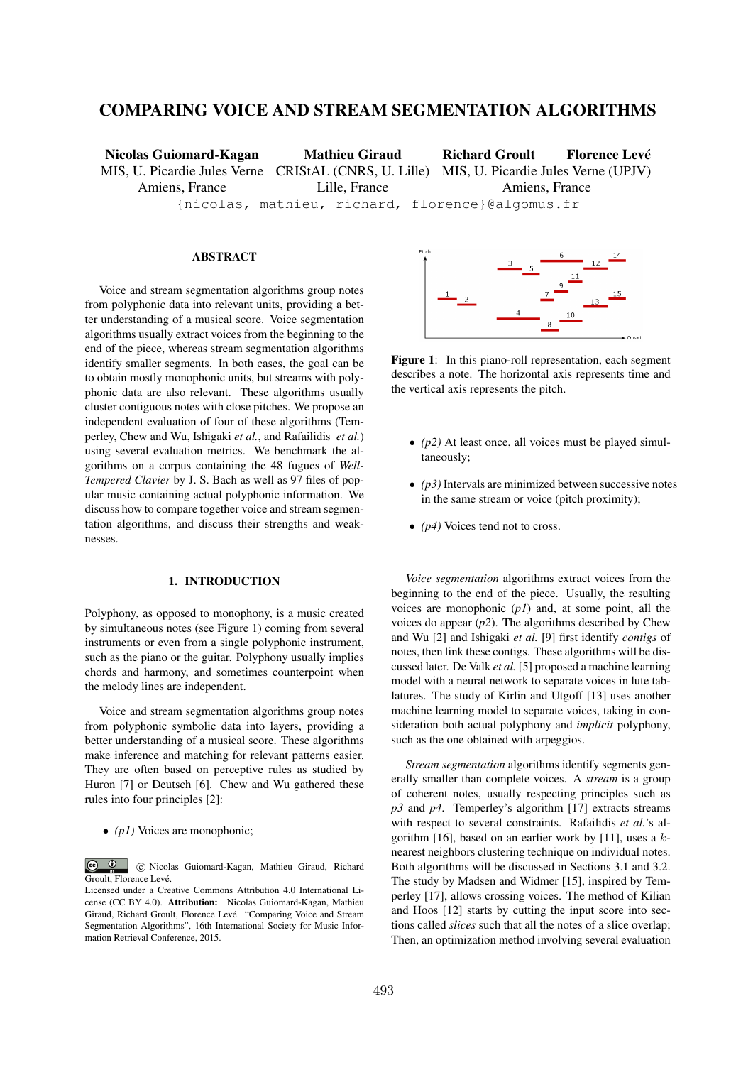# COMPARING VOICE AND STREAM SEGMENTATION ALGORITHMS

**Nicolas Guiomard-Kagan**
MIS, U. Picardie Jules Verne
Amiens, France

**Mathieu Giraud**
CRIStAL (CNRS, U. Lille)
Lille, France

**Richard Groult** **Florence Levé**
MIS, U. Picardie Jules Verne (UPJV)
Amiens, France

{nicolas, mathieu, richard, florence}@algomus.fr

## ABSTRACT

Voice and stream segmentation algorithms group notes from polyphonic data into relevant units, providing a better understanding of a musical score. Voice segmentation algorithms usually extract voices from the beginning to the end of the piece, whereas stream segmentation algorithms identify smaller segments. In both cases, the goal can be to obtain mostly monophonic units, but streams with polyphonic data are also relevant. These algorithms usually cluster contiguous notes with close pitches. We propose an independent evaluation of four of these algorithms (Temperley, Chew and Wu, Ishigaki *et al.*, and Rafailidis *et al.*) using several evaluation metrics. We benchmark the algorithms on a corpus containing the 48 fugues of *Well-Tempered Clavier* by J. S. Bach as well as 97 files of popular music containing actual polyphonic information. We discuss how to compare together voice and stream segmentation algorithms, and discuss their strengths and weaknesses.

## 1. INTRODUCTION

Polyphony, as opposed to monophony, is a music created by simultaneous notes (see Figure 1) coming from several instruments or even from a single polyphonic instrument, such as the piano or the guitar. Polyphony usually implies chords and harmony, and sometimes counterpoint when the melody lines are independent.

Voice and stream segmentation algorithms group notes from polyphonic symbolic data into layers, providing a better understanding of a musical score. These algorithms make inference and matching for relevant patterns easier. They are often based on perceptive rules as studied by Huron [7] or Deutsch [6]. Chew and Wu gathered these rules into four principles [2]:

- *(p1)* Voices are monophonic;
- *(p2)* At least once, all voices must be played simultaneously;
- *(p3)* Intervals are minimized between successive notes in the same stream or voice (pitch proximity);
- *(p4)* Voices tend not to cross.

**Figure 1**: In this piano-roll representation, each segment describes a note. The horizontal axis represents time and the vertical axis represents the pitch.

*Voice segmentation* algorithms extract voices from the beginning to the end of the piece. Usually, the resulting voices are monophonic (*p1*) and, at some point, all the voices do appear (*p2*). The algorithms described by Chew and Wu [2] and Ishigaki *et al.* [9] first identify *contigs* of notes, then link these contigs. These algorithms will be discussed later. De Valk *et al.* [5] proposed a machine learning model with a neural network to separate voices in lute tablatures. The study of Kirlin and Utgoff [13] uses another machine learning model to separate voices, taking in consideration both actual polyphony and *implicit* polyphony, such as the one obtained with arpeggios.

*Stream segmentation* algorithms identify segments generally smaller than complete voices. A *stream* is a group of coherent notes, usually respecting principles such as *p3* and *p4*. Temperley's algorithm [17] extracts streams with respect to several constraints. Rafailidis *et al.*'s algorithm [16], based on an earlier work by [11], uses a $k$-nearest neighbors clustering technique on individual notes. Both algorithms will be discussed in Sections 3.1 and 3.2. The study by Madsen and Widmer [15], inspired by Temperley [17], allows crossing voices. The method of Kilian and Hoos [12] starts by cutting the input score into sections called *slices* such that all the notes of a slice overlap; Then, an optimization method involving several evaluation

© Nicolas Guiomard-Kagan, Mathieu Giraud, Richard Groult, Florence Levé.
Licensed under a Creative Commons Attribution 4.0 International License (CC BY 4.0). **Attribution:** Nicolas Guiomard-Kagan, Mathieu Giraud, Richard Groult, Florence Levé. "Comparing Voice and Stream Segmentation Algorithms", 16th International Society for Music Information Retrieval Conference, 2015.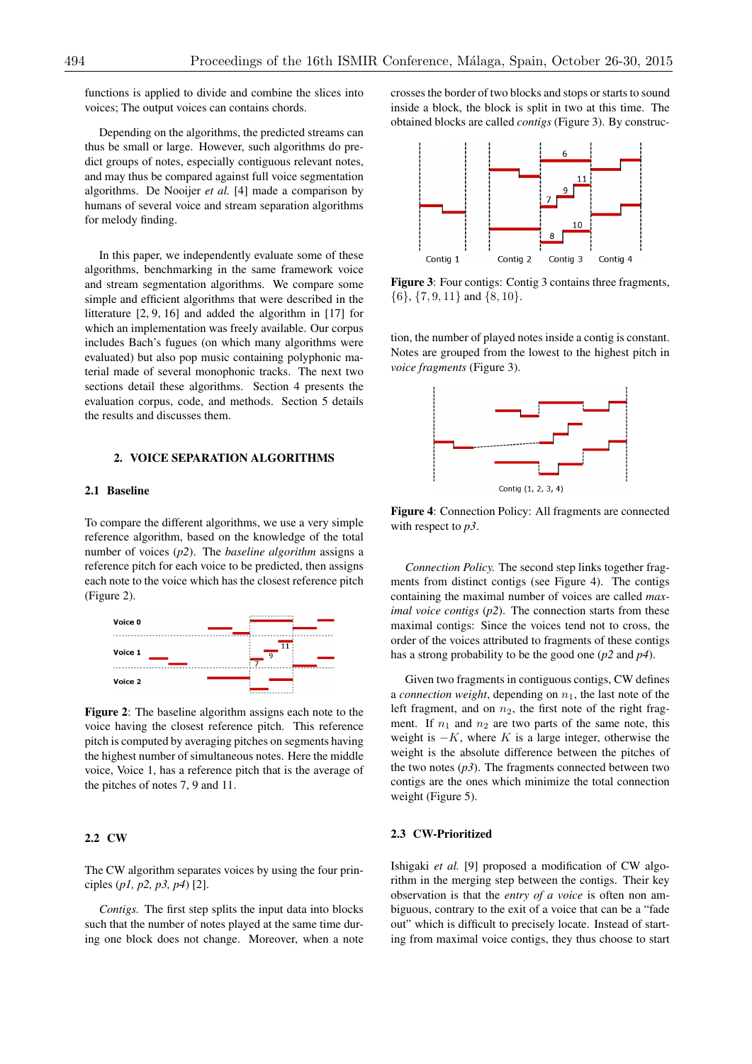functions is applied to divide and combine the slices into voices; The output voices can contains chords.

Depending on the algorithms, the predicted streams can thus be small or large. However, such algorithms do predict groups of notes, especially contiguous relevant notes, and may thus be compared against full voice segmentation algorithms. De Nooijer *et al.* [4] made a comparison by humans of several voice and stream separation algorithms for melody finding.

In this paper, we independently evaluate some of these algorithms, benchmarking in the same framework voice and stream segmentation algorithms. We compare some simple and efficient algorithms that were described in the litterature [2, 9, 16] and added the algorithm in [17] for which an implementation was freely available. Our corpus includes Bach's fugues (on which many algorithms were evaluated) but also pop music containing polyphonic material made of several monophonic tracks. The next two sections detail these algorithms. Section 4 presents the evaluation corpus, code, and methods. Section 5 details the results and discusses them.

## 2. VOICE SEPARATION ALGORITHMS

### 2.1 Baseline

To compare the different algorithms, we use a very simple reference algorithm, based on the knowledge of the total number of voices (*p2*). The *baseline algorithm* assigns a reference pitch for each voice to be predicted, then assigns each note to the voice which has the closest reference pitch (Figure 2).

**Figure 2**: The baseline algorithm assigns each note to the voice having the closest reference pitch. This reference pitch is computed by averaging pitches on segments having the highest number of simultaneous notes. Here the middle voice, Voice 1, has a reference pitch that is the average of the pitches of notes 7, 9 and 11.

### 2.2 CW

The CW algorithm separates voices by using the four principles (*p1, p2, p3, p4*) [2].

*Contigs.* The first step splits the input data into blocks such that the number of notes played at the same time during one block does not change. Moreover, when a note crosses the border of two blocks and stops or starts to sound inside a block, the block is split in two at this time. The obtained blocks are called *contigs* (Figure 3). By construction, the number of played notes inside a contig is constant. Notes are grouped from the lowest to the highest pitch in *voice fragments* (Figure 3).

**Figure 3**: Four contigs: Contig 3 contains three fragments, $\{6\}$, $\{7, 9, 11\}$ and $\{8, 10\}$.

**Figure 4**: Connection Policy: All fragments are connected with respect to *p3*.

*Connection Policy.* The second step links together fragments from distinct contigs (see Figure 4). The contigs containing the maximal number of voices are called *maximal voice contigs* (*p2*). The connection starts from these maximal contigs: Since the voices tend not to cross, the order of the voices attributed to fragments of these contigs has a strong probability to be the good one (*p2* and *p4*).

Given two fragments in contiguous contigs, CW defines a *connection weight*, depending on $n_1$, the last note of the left fragment, and on $n_2$, the first note of the right fragment. If $n_1$ and $n_2$ are two parts of the same note, this weight is $-K$, where $K$ is a large integer, otherwise the weight is the absolute difference between the pitches of the two notes (*p3*). The fragments connected between two contigs are the ones which minimize the total connection weight (Figure 5).

### 2.3 CW-Prioritized

Ishigaki *et al.* [9] proposed a modification of CW algorithm in the merging step between the contigs. Their key observation is that the *entry of a voice* is often non ambiguous, contrary to the exit of a voice that can be a "fade out" which is difficult to precisely locate. Instead of starting from maximal voice contigs, they thus choose to start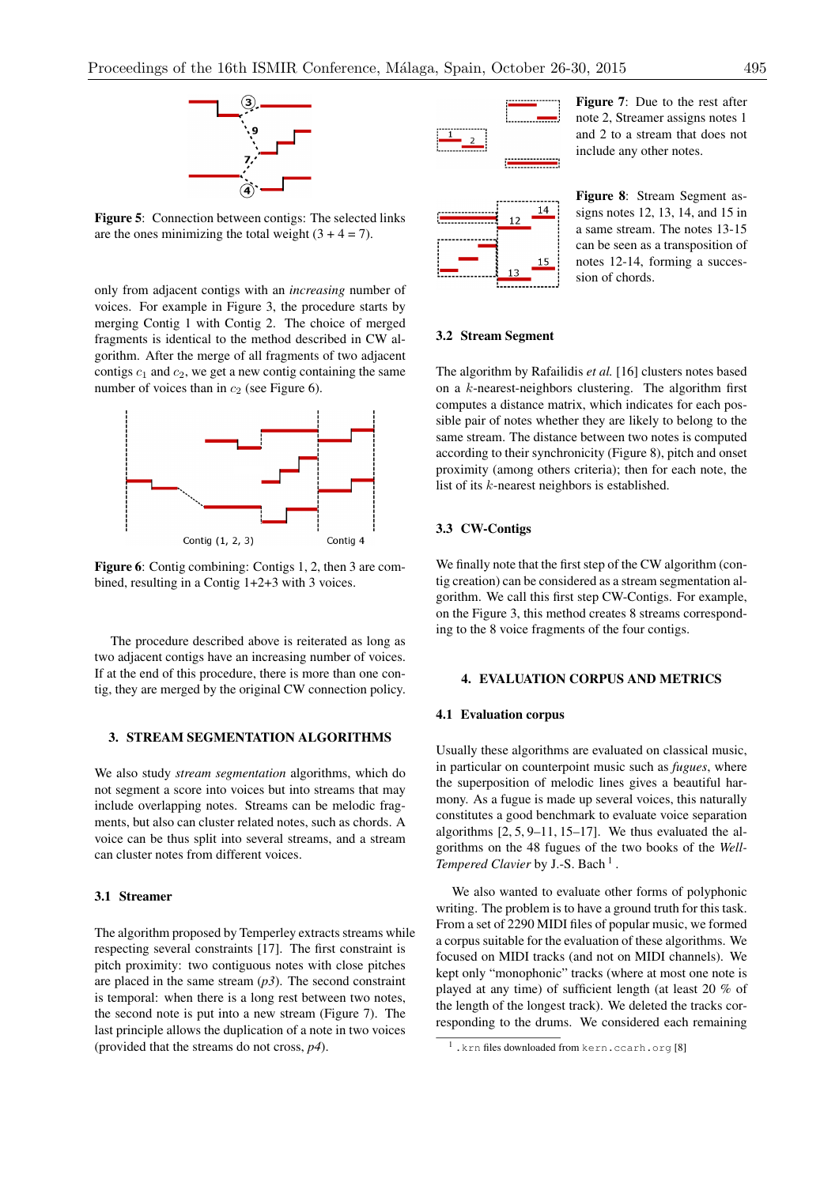**Figure 5**: Connection between contigs: The selected links are the ones minimizing the total weight (3 + 4 = 7).

only from adjacent contigs with an *increasing* number of voices. For example in Figure 3, the procedure starts by merging Contig 1 with Contig 2. The choice of merged fragments is identical to the method described in CW algorithm. After the merge of all fragments of two adjacent contigs $c_1$ and $c_2$, we get a new contig containing the same number of voices than in $c_2$ (see Figure 6).

**Figure 6**: Contig combining: Contigs 1, 2, then 3 are combined, resulting in a Contig 1+2+3 with 3 voices.

The procedure described above is reiterated as long as two adjacent contigs have an increasing number of voices. If at the end of this procedure, there is more than one contig, they are merged by the original CW connection policy.

## 3. STREAM SEGMENTATION ALGORITHMS

We also study *stream segmentation* algorithms, which do not segment a score into voices but into streams that may include overlapping notes. Streams can be melodic fragments, but also can cluster related notes, such as chords. A voice can be thus split into several streams, and a stream can cluster notes from different voices.

### 3.1 Streamer

The algorithm proposed by Temperley extracts streams while respecting several constraints [17]. The first constraint is pitch proximity: two contiguous notes with close pitches are placed in the same stream (*p3*). The second constraint is temporal: when there is a long rest between two notes, the second note is put into a new stream (Figure 7). The last principle allows the duplication of a note in two voices (provided that the streams do not cross, *p4*).

**Figure 7**: Due to the rest after note 2, Streamer assigns notes 1 and 2 to a stream that does not include any other notes.

**Figure 8**: Stream Segment assigns notes 12, 13, 14, and 15 in a same stream. The notes 13-15 can be seen as a transposition of notes 12-14, forming a succession of chords.

### 3.2 Stream Segment

The algorithm by Rafailidis *et al.* [16] clusters notes based on a $k$-nearest-neighbors clustering. The algorithm first computes a distance matrix, which indicates for each possible pair of notes whether they are likely to belong to the same stream. The distance between two notes is computed according to their synchronicity (Figure 8), pitch and onset proximity (among others criteria); then for each note, the list of its $k$-nearest neighbors is established.

### 3.3 CW-Contigs

We finally note that the first step of the CW algorithm (contig creation) can be considered as a stream segmentation algorithm. We call this first step CW-Contigs. For example, on the Figure 3, this method creates 8 streams corresponding to the 8 voice fragments of the four contigs.

## 4. EVALUATION CORPUS AND METRICS

### 4.1 Evaluation corpus

Usually these algorithms are evaluated on classical music, in particular on counterpoint music such as *fugues*, where the superposition of melodic lines gives a beautiful harmony. As a fugue is made up several voices, this naturally constitutes a good benchmark to evaluate voice separation algorithms [2, 5, 9–11, 15–17]. We thus evaluated the algorithms on the 48 fugues of the two books of the *Well-Tempered Clavier* by J.-S. Bach [1].

We also wanted to evaluate other forms of polyphonic writing. The problem is to have a ground truth for this task. From a set of 2290 MIDI files of popular music, we formed a corpus suitable for the evaluation of these algorithms. We focused on MIDI tracks (and not on MIDI channels). We kept only "monophonic" tracks (where at most one note is played at any time) of sufficient length (at least 20 % of the length of the longest track). We deleted the tracks corresponding to the drums. We considered each remaining

[1] `.krn` files downloaded from `kern.ccarh.org` [8]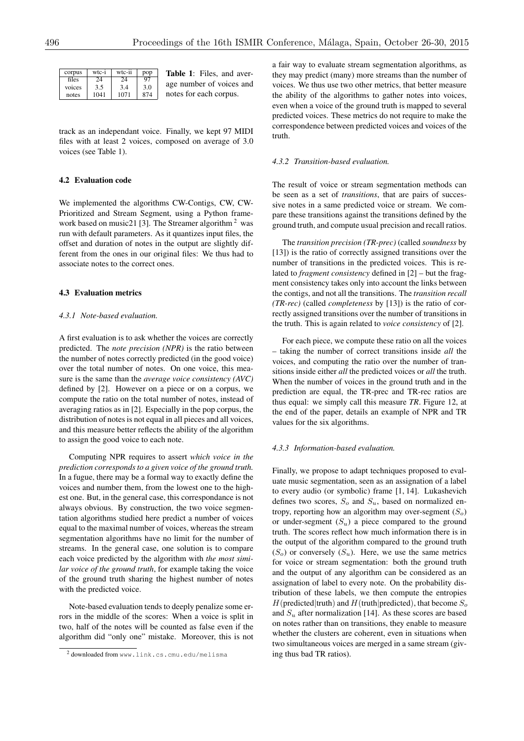| corpus | wtc-i | wtc-ii | pop |
|---|---|---|---|
| files | 24 | 24 | 97 |
| voices | 3.5 | 3.4 | 3.0 |
| notes | 1041 | 1071 | 874 |

**Table 1**: Files, and average number of voices and notes for each corpus.

track as an independant voice. Finally, we kept 97 MIDI files with at least 2 voices, composed on average of 3.0 voices (see Table 1).

### 4.2 Evaluation code

We implemented the algorithms CW-Contigs, CW, CW-Prioritized and Stream Segment, using a Python framework based on music21 [3]. The Streamer algorithm [2] was run with default parameters. As it quantizes input files, the offset and duration of notes in the output are slightly different from the ones in our original files: We thus had to associate notes to the correct ones.

### 4.3 Evaluation metrics

#### 4.3.1 Note-based evaluation.

A first evaluation is to ask whether the voices are correctly predicted. The *note precision (NPR)* is the ratio between the number of notes correctly predicted (in the good voice) over the total number of notes. On one voice, this measure is the same than the *average voice consistency (AVC)* defined by [2]. However on a piece or on a corpus, we compute the ratio on the total number of notes, instead of averaging ratios as in [2]. Especially in the pop corpus, the distribution of notes is not equal in all pieces and all voices, and this measure better reflects the ability of the algorithm to assign the good voice to each note.

Computing NPR requires to assert *which voice in the prediction corresponds to a given voice of the ground truth.* In a fugue, there may be a formal way to exactly define the voices and number them, from the lowest one to the highest one. But, in the general case, this correspondance is not always obvious. By construction, the two voice segmentation algorithms studied here predict a number of voices equal to the maximal number of voices, whereas the stream segmentation algorithms have no limit for the number of streams. In the general case, one solution is to compare each voice predicted by the algorithm with *the most similar voice of the ground truth*, for example taking the voice of the ground truth sharing the highest number of notes with the predicted voice.

Note-based evaluation tends to deeply penalize some errors in the middle of the scores: When a voice is split in two, half of the notes will be counted as false even if the algorithm did "only one" mistake. Moreover, this is not a fair way to evaluate stream segmentation algorithms, as they may predict (many) more streams than the number of voices. We thus use two other metrics, that better measure the ability of the algorithms to gather notes into voices, even when a voice of the ground truth is mapped to several predicted voices. These metrics do not require to make the correspondence between predicted voices and voices of the truth.

#### 4.3.2 Transition-based evaluation.

The result of voice or stream segmentation methods can be seen as a set of *transitions*, that are pairs of successive notes in a same predicted voice or stream. We compare these transitions against the transitions defined by the ground truth, and compute usual precision and recall ratios.

The *transition precision (TR-prec)* (called *soundness* by [13]) is the ratio of correctly assigned transitions over the number of transitions in the predicted voices. This is related to *fragment consistency* defined in [2] – but the fragment consistency takes only into account the links between the contigs, and not all the transitions. The *transition recall (TR-rec)* (called *completeness* by [13]) is the ratio of correctly assigned transitions over the number of transitions in the truth. This is again related to *voice consistency* of [2].

For each piece, we compute these ratio on all the voices – taking the number of correct transitions inside *all* the voices, and computing the ratio over the number of transitions inside either *all* the predicted voices or *all* the truth. When the number of voices in the ground truth and in the prediction are equal, the TR-prec and TR-rec ratios are thus equal: we simply call this measure *TR*. Figure 12, at the end of the paper, details an example of NPR and TR values for the six algorithms.

#### 4.3.3 Information-based evaluation.

Finally, we propose to adapt techniques proposed to evaluate music segmentation, seen as an assignation of a label to every audio (or symbolic) frame [1, 14]. Lukashevich defines two scores, $S_o$ and $S_u$, based on normalized entropy, reporting how an algorithm may over-segment ($S_o$) or under-segment ($S_u$) a piece compared to the ground truth. The scores reflect how much information there is in the output of the algorithm compared to the ground truth ($S_o$) or conversely ($S_u$). Here, we use the same metrics for voice or stream segmentation: both the ground truth and the output of any algorithm can be considered as an assignation of label to every note. On the probability distribution of these labels, we then compute the entropies $H(\text{predicted}|\text{truth})$ and $H(\text{truth}|\text{predicted})$, that become $S_o$ and $S_u$ after normalization [14]. As these scores are based on notes rather than on transitions, they enable to measure whether the clusters are coherent, even in situations when two simultaneous voices are merged in a same stream (giving thus bad TR ratios).

[2] downloaded from www.link.cs.cmu.edu/melisma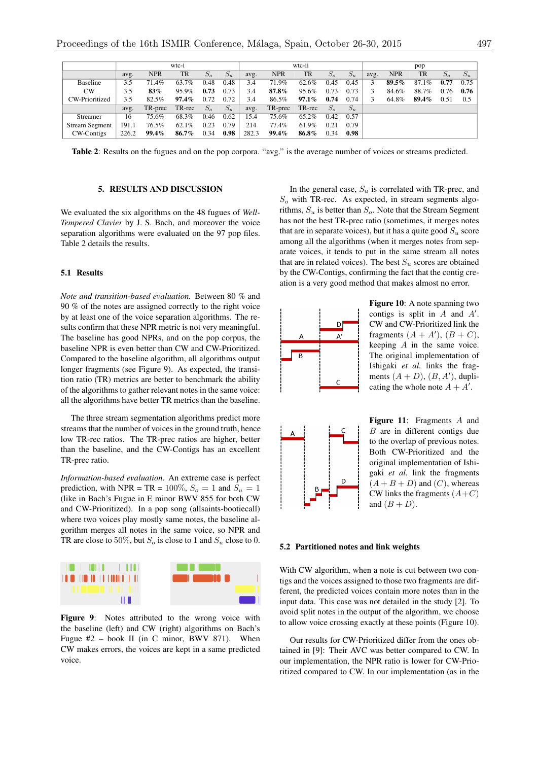|  | wtc-i |  |  |  |  | wtc-ii |  |  |  |  | pop |  |  |  |  |
|---|---|---|---|---|---|---|---|---|---|---|---|---|---|---|---|
|  | avg. | NPR | TR | $S_o$ | $S_u$ | avg. | NPR | TR | $S_o$ | $S_u$ | avg. | NPR | TR | $S_o$ | $S_u$ |
| Baseline | 3.5 | 71.4% | 63.7% | 0.48 | 0.48 | 3.4 | 71.9% | 62.6% | 0.45 | 0.45 | 3 | **89.5%** | 87.1% | **0.77** | 0.75 |
| CW | 3.5 | **83%** | 95.9% | **0.73** | 0.73 | 3.4 | **87.8%** | 95.6% | 0.73 | 0.73 | 3 | 84.6% | 88.7% | 0.76 | **0.76** |
| CW-Prioritized | 3.5 | 82.5% | **97.4%** | 0.72 | 0.72 | 3.4 | 86.5% | **97.1%** | **0.74** | 0.74 | 3 | 64.8% | **89.4%** | 0.51 | 0.5 |
|  | avg. | TR-prec | TR-rec | $S_o$ | $S_u$ | avg. | TR-prec | TR-rec | $S_o$ | $S_u$ |  |  |  |  |  |
| Streamer | 16 | 75.6% | 68.3% | 0.46 | 0.62 | 15.4 | 75.6% | 65.2% | 0.42 | 0.57 |  |  |  |  |  |
| Stream Segment | 191.1 | 76.5% | 62.1% | 0.23 | 0.79 | 214 | 77.4% | 61.9% | 0.21 | 0.79 |  |  |  |  |  |
| CW-Contigs | 226.2 | **99.4%** | **86.7%** | 0.34 | **0.98** | 282.3 | **99.4%** | **86.8%** | 0.34 | **0.98** |  |  |  |  |  |

**Table 2**: Results on the fugues and on the pop corpora. "avg." is the average number of voices or streams predicted.

## 5. RESULTS AND DISCUSSION

We evaluated the six algorithms on the 48 fugues of *Well-Tempered Clavier* by J. S. Bach, and moreover the voice separation algorithms were evaluated on the 97 pop files. Table 2 details the results.

### 5.1 Results

*Note and transition-based evaluation.* Between 80 % and 90 % of the notes are assigned correctly to the right voice by at least one of the voice separation algorithms. The results confirm that these NPR metric is not very meaningful. The baseline has good NPRs, and on the pop corpus, the baseline NPR is even better than CW and CW-Prioritized. Compared to the baseline algorithm, all algorithms output longer fragments (see Figure 9). As expected, the transition ratio (TR) metrics are better to benchmark the ability of the algorithms to gather relevant notes in the same voice: all the algorithms have better TR metrics than the baseline.

The three stream segmentation algorithms predict more streams that the number of voices in the ground truth, hence low TR-rec ratios. The TR-prec ratios are higher, better than the baseline, and the CW-Contigs has an excellent TR-prec ratio.

*Information-based evaluation.* An extreme case is perfect prediction, with NPR = TR = $100\%$, $S_o = 1$ and $S_u = 1$ (like in Bach's Fugue in E minor BWV 855 for both CW and CW-Prioritized). In a pop song (allsaints-bootiecall) where two voices play mostly same notes, the baseline algorithm merges all notes in the same voice, so NPR and TR are close to $50\%$, but $S_o$ is close to $1$ and $S_u$ close to $0$.

**Figure 9**: Notes attributed to the wrong voice with the baseline (left) and CW (right) algorithms on Bach's Fugue #2 – book II (in C minor, BWV 871). When CW makes errors, the voices are kept in a same predicted voice.

In the general case, $S_u$ is correlated with TR-prec, and $S_o$ with TR-rec. As expected, in stream segments algorithms, $S_u$ is better than $S_o$. Note that the Stream Segment has not the best TR-prec ratio (sometimes, it merges notes that are in separate voices), but it has a quite good $S_u$ score among all the algorithms (when it merges notes from separate voices, it tends to put in the same stream all notes that are in related voices). The best $S_u$ scores are obtained by the CW-Contigs, confirming the fact that the contig creation is a very good method that makes almost no error.

**Figure 10**: A note spanning two contigs is split in $A$ and $A'$. CW and CW-Prioritized link the fragments $(A + A')$, $(B + C)$, keeping $A$ in the same voice. The original implementation of Ishigaki *et al.* links the fragments $(A + D)$, $(B, A')$, duplicating the whole note $A + A'$.

**Figure 11**: Fragments $A$ and $B$ are in different contigs due to the overlap of previous notes. Both CW-Prioritized and the original implementation of Ishigaki *et al.* link the fragments $(A + B + D)$ and $(C)$, whereas CW links the fragments $(A+C)$ and $(B + D)$.

### 5.2 Partitioned notes and link weights

With CW algorithm, when a note is cut between two contigs and the voices assigned to those two fragments are different, the predicted voices contain more notes than in the input data. This case was not detailed in the study [2]. To avoid split notes in the output of the algorithm, we choose to allow voice crossing exactly at these points (Figure 10).

Our results for CW-Prioritized differ from the ones obtained in [9]: Their AVC was better compared to CW. In our implementation, the NPR ratio is lower for CW-Prioritized compared to CW. In our implementation (as in the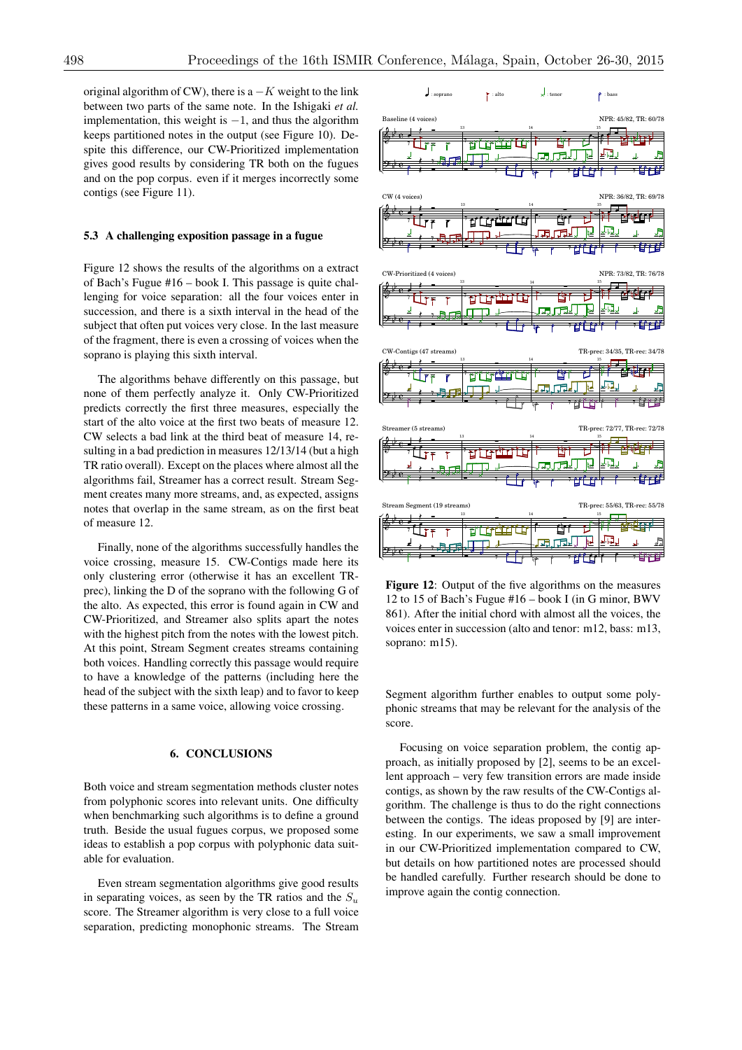original algorithm of CW), there is a $-K$ weight to the link between two parts of the same note. In the Ishigaki *et al.* implementation, this weight is $-1$, and thus the algorithm keeps partitioned notes in the output (see Figure 10). Despite this difference, our CW-Prioritized implementation gives good results by considering TR both on the fugues and on the pop corpus. even if it merges incorrectly some contigs (see Figure 11).

### 5.3 A challenging exposition passage in a fugue

Figure 12 shows the results of the algorithms on a extract of Bach's Fugue #16 – book I. This passage is quite challenging for voice separation: all the four voices enter in succession, and there is a sixth interval in the head of the subject that often put voices very close. In the last measure of the fragment, there is even a crossing of voices when the soprano is playing this sixth interval.

The algorithms behave differently on this passage, but none of them perfectly analyze it. Only CW-Prioritized predicts correctly the first three measures, especially the start of the alto voice at the first two beats of measure 12. CW selects a bad link at the third beat of measure 14, resulting in a bad prediction in measures 12/13/14 (but a high TR ratio overall). Except on the places where almost all the algorithms fail, Streamer has a correct result. Stream Segment creates many more streams, and, as expected, assigns notes that overlap in the same stream, as on the first beat of measure 12.

Finally, none of the algorithms successfully handles the voice crossing, measure 15. CW-Contigs made here its only clustering error (otherwise it has an excellent TR-prec), linking the D of the soprano with the following G of the alto. As expected, this error is found again in CW and CW-Prioritized, and Streamer also splits apart the notes with the highest pitch from the notes with the lowest pitch. At this point, Stream Segment creates streams containing both voices. Handling correctly this passage would require to have a knowledge of the patterns (including here the head of the subject with the sixth leap) and to favor to keep these patterns in a same voice, allowing voice crossing.

**Figure 12**: Output of the five algorithms on the measures 12 to 15 of Bach's Fugue #16 – book I (in G minor, BWV 861). After the initial chord with almost all the voices, the voices enter in succession (alto and tenor: m12, bass: m13, soprano: m15).

## 6. CONCLUSIONS

Both voice and stream segmentation methods cluster notes from polyphonic scores into relevant units. One difficulty when benchmarking such algorithms is to define a ground truth. Beside the usual fugues corpus, we proposed some ideas to establish a pop corpus with polyphonic data suitable for evaluation.

Even stream segmentation algorithms give good results in separating voices, as seen by the TR ratios and the $S_u$ score. The Streamer algorithm is very close to a full voice separation, predicting monophonic streams. The Stream Segment algorithm further enables to output some polyphonic streams that may be relevant for the analysis of the score.

Focusing on voice separation problem, the contig approach, as initially proposed by [2], seems to be an excellent approach – very few transition errors are made inside contigs, as shown by the raw results of the CW-Contigs algorithm. The challenge is thus to do the right connections between the contigs. The ideas proposed by [9] are interesting. In our experiments, we saw a small improvement in our CW-Prioritized implementation compared to CW, but details on how partitioned notes are processed should be handled carefully. Further research should be done to improve again the contig connection.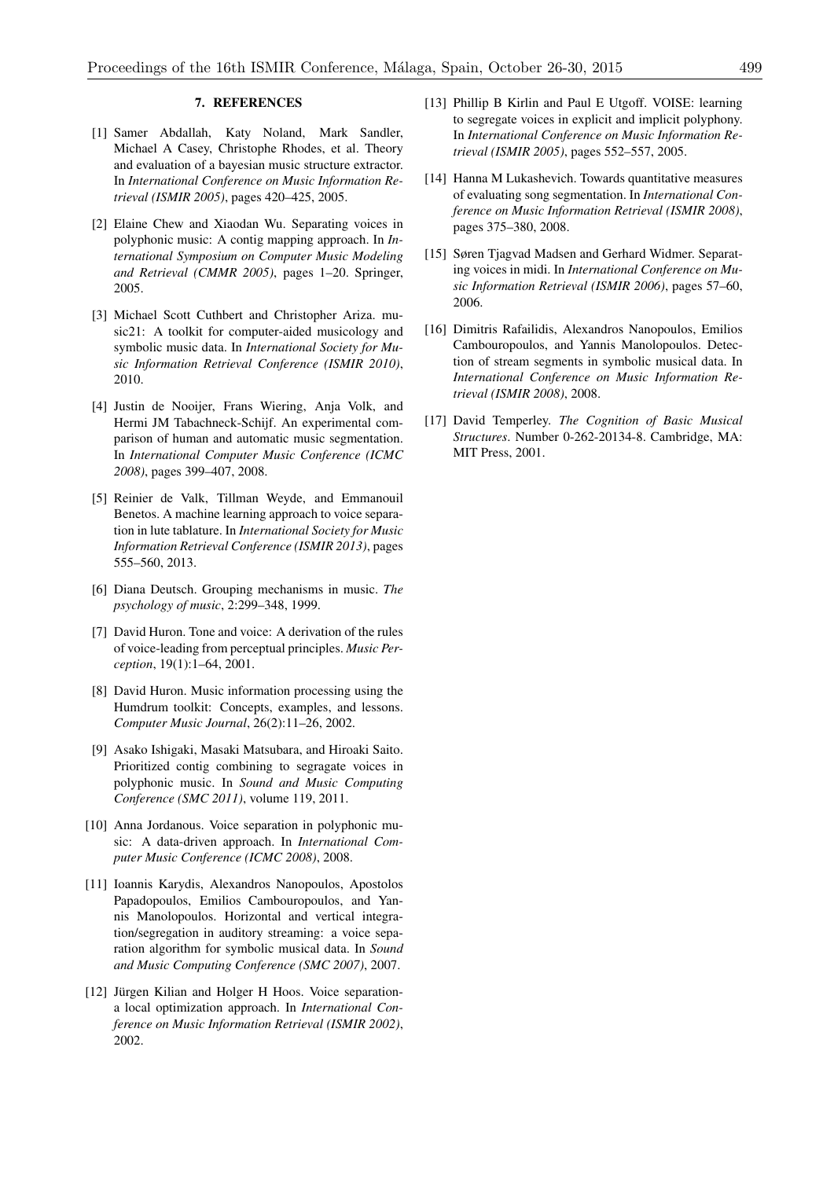## 7. REFERENCES

[1] Samer Abdallah, Katy Noland, Mark Sandler, Michael A Casey, Christophe Rhodes, et al. Theory and evaluation of a bayesian music structure extractor. In *International Conference on Music Information Retrieval (ISMIR 2005)*, pages 420–425, 2005.

[2] Elaine Chew and Xiaodan Wu. Separating voices in polyphonic music: A contig mapping approach. In *International Symposium on Computer Music Modeling and Retrieval (CMMR 2005)*, pages 1–20. Springer, 2005.

[3] Michael Scott Cuthbert and Christopher Ariza. music21: A toolkit for computer-aided musicology and symbolic music data. In *International Society for Music Information Retrieval Conference (ISMIR 2010)*, 2010.

[4] Justin de Nooijer, Frans Wiering, Anja Volk, and Hermi JM Tabachneck-Schijf. An experimental comparison of human and automatic music segmentation. In *International Computer Music Conference (ICMC 2008)*, pages 399–407, 2008.

[5] Reinier de Valk, Tillman Weyde, and Emmanouil Benetos. A machine learning approach to voice separation in lute tablature. In *International Society for Music Information Retrieval Conference (ISMIR 2013)*, pages 555–560, 2013.

[6] Diana Deutsch. Grouping mechanisms in music. *The psychology of music*, 2:299–348, 1999.

[7] David Huron. Tone and voice: A derivation of the rules of voice-leading from perceptual principles. *Music Perception*, 19(1):1–64, 2001.

[8] David Huron. Music information processing using the Humdrum toolkit: Concepts, examples, and lessons. *Computer Music Journal*, 26(2):11–26, 2002.

[9] Asako Ishigaki, Masaki Matsubara, and Hiroaki Saito. Prioritized contig combining to segragate voices in polyphonic music. In *Sound and Music Computing Conference (SMC 2011)*, volume 119, 2011.

[10] Anna Jordanous. Voice separation in polyphonic music: A data-driven approach. In *International Computer Music Conference (ICMC 2008)*, 2008.

[11] Ioannis Karydis, Alexandros Nanopoulos, Apostolos Papadopoulos, Emilios Cambouropoulos, and Yannis Manolopoulos. Horizontal and vertical integration/segregation in auditory streaming: a voice separation algorithm for symbolic musical data. In *Sound and Music Computing Conference (SMC 2007)*, 2007.

[12] Jürgen Kilian and Holger H Hoos. Voice separation-a local optimization approach. In *International Conference on Music Information Retrieval (ISMIR 2002)*, 2002.

[13] Phillip B Kirlin and Paul E Utgoff. VOISE: learning to segregate voices in explicit and implicit polyphony. In *International Conference on Music Information Retrieval (ISMIR 2005)*, pages 552–557, 2005.

[14] Hanna M Lukashevich. Towards quantitative measures of evaluating song segmentation. In *International Conference on Music Information Retrieval (ISMIR 2008)*, pages 375–380, 2008.

[15] Søren Tjagvad Madsen and Gerhard Widmer. Separating voices in midi. In *International Conference on Music Information Retrieval (ISMIR 2006)*, pages 57–60, 2006.

[16] Dimitris Rafailidis, Alexandros Nanopoulos, Emilios Cambouropoulos, and Yannis Manolopoulos. Detection of stream segments in symbolic musical data. In *International Conference on Music Information Retrieval (ISMIR 2008)*, 2008.

[17] David Temperley. *The Cognition of Basic Musical Structures*. Number 0-262-20134-8. Cambridge, MA: MIT Press, 2001.